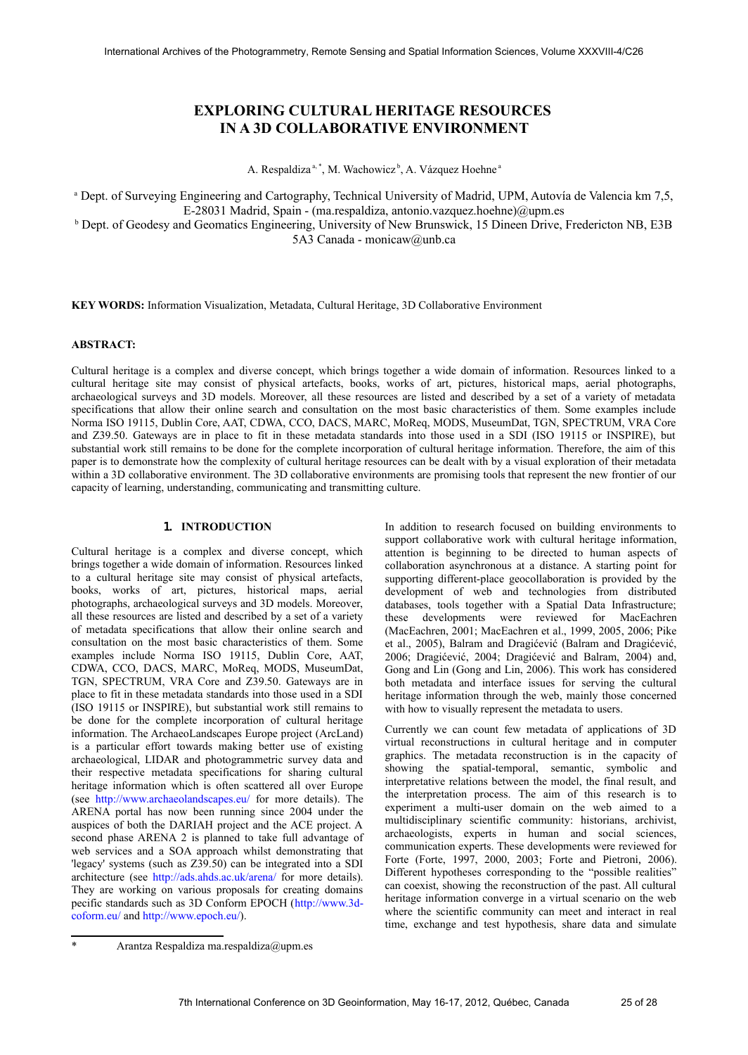# EXPLORING CULTURAL HERITAGE RESOURCES IN A 3D COLLABORATIVE ENVIRONMENT

A. Respaldiza [a, *], M. Wachowicz [b], A. Vázquez Hoehne [a]

[a] Dept. of Surveying Engineering and Cartography, Technical University of Madrid, UPM, Autovía de Valencia km 7,5, E-28031 Madrid, Spain - (ma.respaldiza, antonio.vazquez.hoehne)@upm.es

[b] Dept. of Geodesy and Geomatics Engineering, University of New Brunswick, 15 Dineen Drive, Fredericton NB, E3B 5A3 Canada - monicaw@unb.ca

**KEY WORDS:** Information Visualization, Metadata, Cultural Heritage, 3D Collaborative Environment

**ABSTRACT:**

Cultural heritage is a complex and diverse concept, which brings together a wide domain of information. Resources linked to a cultural heritage site may consist of physical artefacts, books, works of art, pictures, historical maps, aerial photographs, archaeological surveys and 3D models. Moreover, all these resources are listed and described by a set of a variety of metadata specifications that allow their online search and consultation on the most basic characteristics of them. Some examples include Norma ISO 19115, Dublin Core, AAT, CDWA, CCO, DACS, MARC, MoReq, MODS, MuseumDat, TGN, SPECTRUM, VRA Core and Z39.50. Gateways are in place to fit in these metadata standards into those used in a SDI (ISO 19115 or INSPIRE), but substantial work still remains to be done for the complete incorporation of cultural heritage information. Therefore, the aim of this paper is to demonstrate how the complexity of cultural heritage resources can be dealt with by a visual exploration of their metadata within a 3D collaborative environment. The 3D collaborative environments are promising tools that represent the new frontier of our capacity of learning, understanding, communicating and transmitting culture.

## 1. INTRODUCTION

Cultural heritage is a complex and diverse concept, which brings together a wide domain of information. Resources linked to a cultural heritage site may consist of physical artefacts, books, works of art, pictures, historical maps, aerial photographs, archaeological surveys and 3D models. Moreover, all these resources are listed and described by a set of a variety of metadata specifications that allow their online search and consultation on the most basic characteristics of them. Some examples include Norma ISO 19115, Dublin Core, AAT, CDWA, CCO, DACS, MARC, MoReq, MODS, MuseumDat, TGN, SPECTRUM, VRA Core and Z39.50. Gateways are in place to fit in these metadata standards into those used in a SDI (ISO 19115 or INSPIRE), but substantial work still remains to be done for the complete incorporation of cultural heritage information. The ArchaeoLandscapes Europe project (ArcLand) is a particular effort towards making better use of existing archaeological, LIDAR and photogrammetric survey data and their respective metadata specifications for sharing cultural heritage information which is often scattered all over Europe (see http://www.archaeolandscapes.eu/ for more details). The ARENA portal has now been running since 2004 under the auspices of both the DARIAH project and the ACE project. A second phase ARENA 2 is planned to take full advantage of web services and a SOA approach whilst demonstrating that 'legacy' systems (such as Z39.50) can be integrated into a SDI architecture (see http://ads.ahds.ac.uk/arena/ for more details). They are working on various proposals for creating domains pecific standards such as 3D Conform EPOCH (http://www.3d-coform.eu/ and http://www.epoch.eu/).

In addition to research focused on building environments to support collaborative work with cultural heritage information, attention is beginning to be directed to human aspects of collaboration asynchronous at a distance. A starting point for supporting different-place geocollaboration is provided by the development of web and technologies from distributed databases, tools together with a Spatial Data Infrastructure; these developments were reviewed for MacEachren (MacEachren, 2001; MacEachren et al., 1999, 2005, 2006; Pike et al., 2005), Balram and Dragićević (Balram and Dragićević, 2006; Dragićević, 2004; Dragićević and Balram, 2004) and, Gong and Lin (Gong and Lin, 2006). This work has considered both metadata and interface issues for serving the cultural heritage information through the web, mainly those concerned with how to visually represent the metadata to users.

Currently we can count few metadata of applications of 3D virtual reconstructions in cultural heritage and in computer graphics. The metadata reconstruction is in the capacity of showing the spatial-temporal, semantic, symbolic and interpretative relations between the model, the final result, and the interpretation process. The aim of this research is to experiment a multi-user domain on the web aimed to a multidisciplinary scientific community: historians, archivist, archaeologists, experts in human and social sciences, communication experts. These developments were reviewed for Forte (Forte, 1997, 2000, 2003; Forte and Pietroni, 2006). Different hypotheses corresponding to the "possible realities" can coexist, showing the reconstruction of the past. All cultural heritage information converge in a virtual scenario on the web where the scientific community can meet and interact in real time, exchange and test hypothesis, share data and simulate

\* Arantza Respaldiza ma.respaldiza@upm.es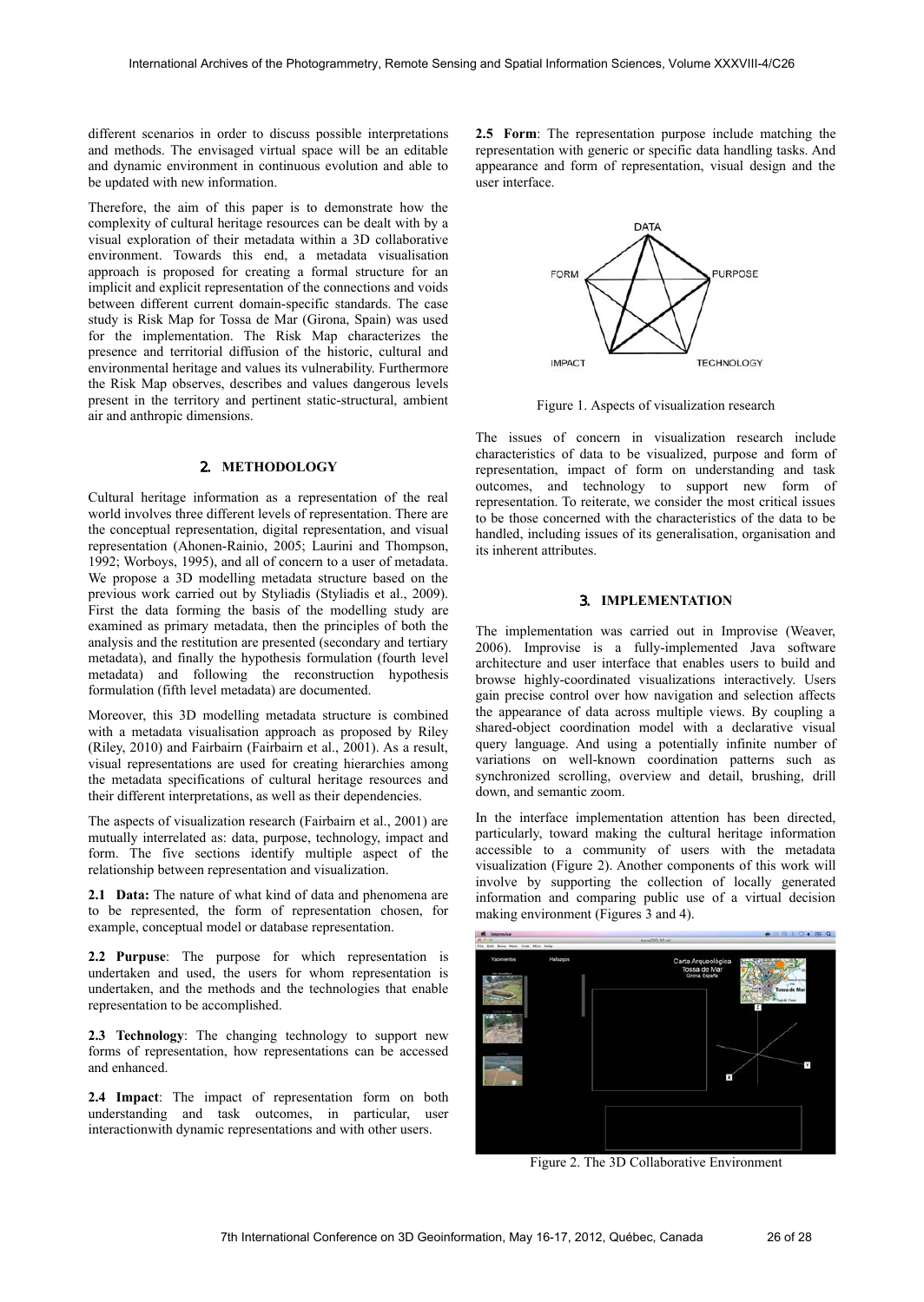different scenarios in order to discuss possible interpretations and methods. The envisaged virtual space will be an editable and dynamic environment in continuous evolution and able to be updated with new information.

Therefore, the aim of this paper is to demonstrate how the complexity of cultural heritage resources can be dealt with by a visual exploration of their metadata within a 3D collaborative environment. Towards this end, a metadata visualisation approach is proposed for creating a formal structure for an implicit and explicit representation of the connections and voids between different current domain-specific standards. The case study is Risk Map for Tossa de Mar (Girona, Spain) was used for the implementation. The Risk Map characterizes the presence and territorial diffusion of the historic, cultural and environmental heritage and values its vulnerability. Furthermore the Risk Map observes, describes and values dangerous levels present in the territory and pertinent static-structural, ambient air and anthropic dimensions.

## 2. METHODOLOGY

Cultural heritage information as a representation of the real world involves three different levels of representation. There are the conceptual representation, digital representation, and visual representation (Ahonen-Rainio, 2005; Laurini and Thompson, 1992; Worboys, 1995), and all of concern to a user of metadata. We propose a 3D modelling metadata structure based on the previous work carried out by Styliadis (Styliadis et al., 2009). First the data forming the basis of the modelling study are examined as primary metadata, then the principles of both the analysis and the restitution are presented (secondary and tertiary metadata), and finally the hypothesis formulation (fourth level metadata) and following the reconstruction hypothesis formulation (fifth level metadata) are documented.

Moreover, this 3D modelling metadata structure is combined with a metadata visualisation approach as proposed by Riley (Riley, 2010) and Fairbairn (Fairbairn et al., 2001). As a result, visual representations are used for creating hierarchies among the metadata specifications of cultural heritage resources and their different interpretations, as well as their dependencies.

The aspects of visualization research (Fairbairn et al., 2001) are mutually interrelated as: data, purpose, technology, impact and form. The five sections identify multiple aspect of the relationship between representation and visualization.

**2.1 Data:** The nature of what kind of data and phenomena are to be represented, the form of representation chosen, for example, conceptual model or database representation.

**2.2 Purpuse**: The purpose for which representation is undertaken and used, the users for whom representation is undertaken, and the methods and the technologies that enable representation to be accomplished.

**2.3 Technology**: The changing technology to support new forms of representation, how representations can be accessed and enhanced.

**2.4 Impact**: The impact of representation form on both understanding and task outcomes, in particular, user interactionwith dynamic representations and with other users.

**2.5 Form**: The representation purpose include matching the representation with generic or specific data handling tasks. And appearance and form of representation, visual design and the user interface.

Figure 1. Aspects of visualization research

The issues of concern in visualization research include characteristics of data to be visualized, purpose and form of representation, impact of form on understanding and task outcomes, and technology to support new form of representation. To reiterate, we consider the most critical issues to be those concerned with the characteristics of the data to be handled, including issues of its generalisation, organisation and its inherent attributes.

## 3. IMPLEMENTATION

The implementation was carried out in Improvise (Weaver, 2006). Improvise is a fully-implemented Java software architecture and user interface that enables users to build and browse highly-coordinated visualizations interactively. Users gain precise control over how navigation and selection affects the appearance of data across multiple views. By coupling a shared-object coordination model with a declarative visual query language. And using a potentially infinite number of variations on well-known coordination patterns such as synchronized scrolling, overview and detail, brushing, drill down, and semantic zoom.

In the interface implementation attention has been directed, particularly, toward making the cultural heritage information accessible to a community of users with the metadata visualization (Figure 2). Another components of this work will involve by supporting the collection of locally generated information and comparing public use of a virtual decision making environment (Figures 3 and 4).

Figure 2. The 3D Collaborative Environment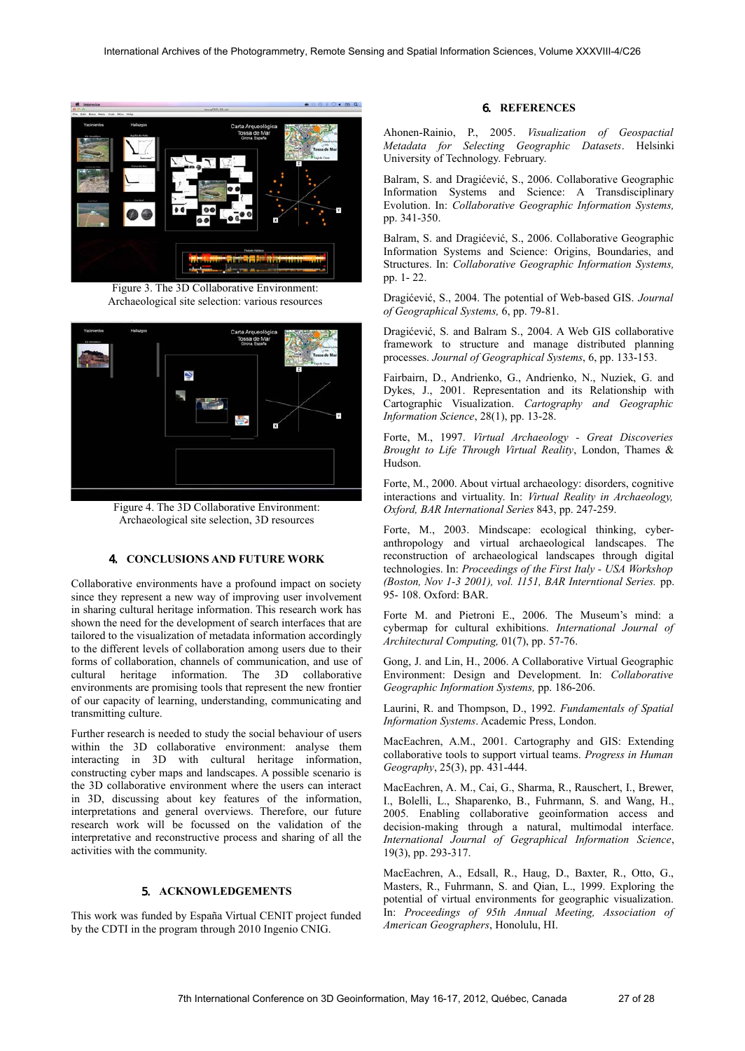Figure 3. The 3D Collaborative Environment: Archaeological site selection: various resources

Figure 4. The 3D Collaborative Environment: Archaeological site selection, 3D resources

## 4. CONCLUSIONS AND FUTURE WORK

Collaborative environments have a profound impact on society since they represent a new way of improving user involvement in sharing cultural heritage information. This research work has shown the need for the development of search interfaces that are tailored to the visualization of metadata information accordingly to the different levels of collaboration among users due to their forms of collaboration, channels of communication, and use of cultural heritage information. The 3D collaborative environments are promising tools that represent the new frontier of our capacity of learning, understanding, communicating and transmitting culture.

Further research is needed to study the social behaviour of users within the 3D collaborative environment: analyse them interacting in 3D with cultural heritage information, constructing cyber maps and landscapes. A possible scenario is the 3D collaborative environment where the users can interact in 3D, discussing about key features of the information, interpretations and general overviews. Therefore, our future research work will be focussed on the validation of the interpretative and reconstructive process and sharing of all the activities with the community.

## 5. ACKNOWLEDGEMENTS

This work was funded by España Virtual CENIT project funded by the CDTI in the program through 2010 Ingenio CNIG.

## 6. REFERENCES

Ahonen-Rainio, P., 2005. *Visualization of Geospactial Metadata for Selecting Geographic Datasets*. Helsinki University of Technology. February.

Balram, S. and Dragićević, S., 2006. Collaborative Geographic Information Systems and Science: A Transdisciplinary Evolution. In: *Collaborative Geographic Information Systems,* pp. 341-350.

Balram, S. and Dragićević, S., 2006. Collaborative Geographic Information Systems and Science: Origins, Boundaries, and Structures. In: *Collaborative Geographic Information Systems,* pp. 1- 22.

Dragićević, S., 2004. The potential of Web-based GIS. *Journal of Geographical Systems,* 6, pp. 79-81.

Dragićević, S. and Balram S., 2004. A Web GIS collaborative framework to structure and manage distributed planning processes. *Journal of Geographical Systems*, 6, pp. 133-153.

Fairbairn, D., Andrienko, G., Andrienko, N., Nuziek, G. and Dykes, J., 2001. Representation and its Relationship with Cartographic Visualization. *Cartography and Geographic Information Science*, 28(1), pp. 13-28.

Forte, M., 1997. *Virtual Archaeology - Great Discoveries Brought to Life Through Virtual Reality*, London, Thames & Hudson.

Forte, M., 2000. About virtual archaeology: disorders, cognitive interactions and virtuality. In: *Virtual Reality in Archaeology, Oxford, BAR International Series* 843, pp. 247-259.

Forte, M., 2003. Mindscape: ecological thinking, cyber-anthropology and virtual archaeological landscapes. The reconstruction of archaeological landscapes through digital technologies. In: *Proceedings of the First Italy - USA Workshop (Boston, Nov 1-3 2001), vol. 1151, BAR Interntional Series.* pp. 95- 108. Oxford: BAR.

Forte M. and Pietroni E., 2006. The Museum's mind: a cybermap for cultural exhibitions. *International Journal of Architectural Computing,* 01(7), pp. 57-76.

Gong, J. and Lin, H., 2006. A Collaborative Virtual Geographic Environment: Design and Development. In: *Collaborative Geographic Information Systems,* pp. 186-206.

Laurini, R. and Thompson, D., 1992. *Fundamentals of Spatial Information Systems*. Academic Press, London.

MacEachren, A.M., 2001. Cartography and GIS: Extending collaborative tools to support virtual teams. *Progress in Human Geography*, 25(3), pp. 431-444.

MacEachren, A. M., Cai, G., Sharma, R., Rauschert, I., Brewer, I., Bolelli, L., Shaparenko, B., Fuhrmann, S. and Wang, H., 2005. Enabling collaborative geoinformation access and decision-making through a natural, multimodal interface. *International Journal of Gegraphical Information Science*, 19(3), pp. 293-317.

MacEachren, A., Edsall, R., Haug, D., Baxter, R., Otto, G., Masters, R., Fuhrmann, S. and Qian, L., 1999. Exploring the potential of virtual environments for geographic visualization. In: *Proceedings of 95th Annual Meeting, Association of American Geographers*, Honolulu, HI.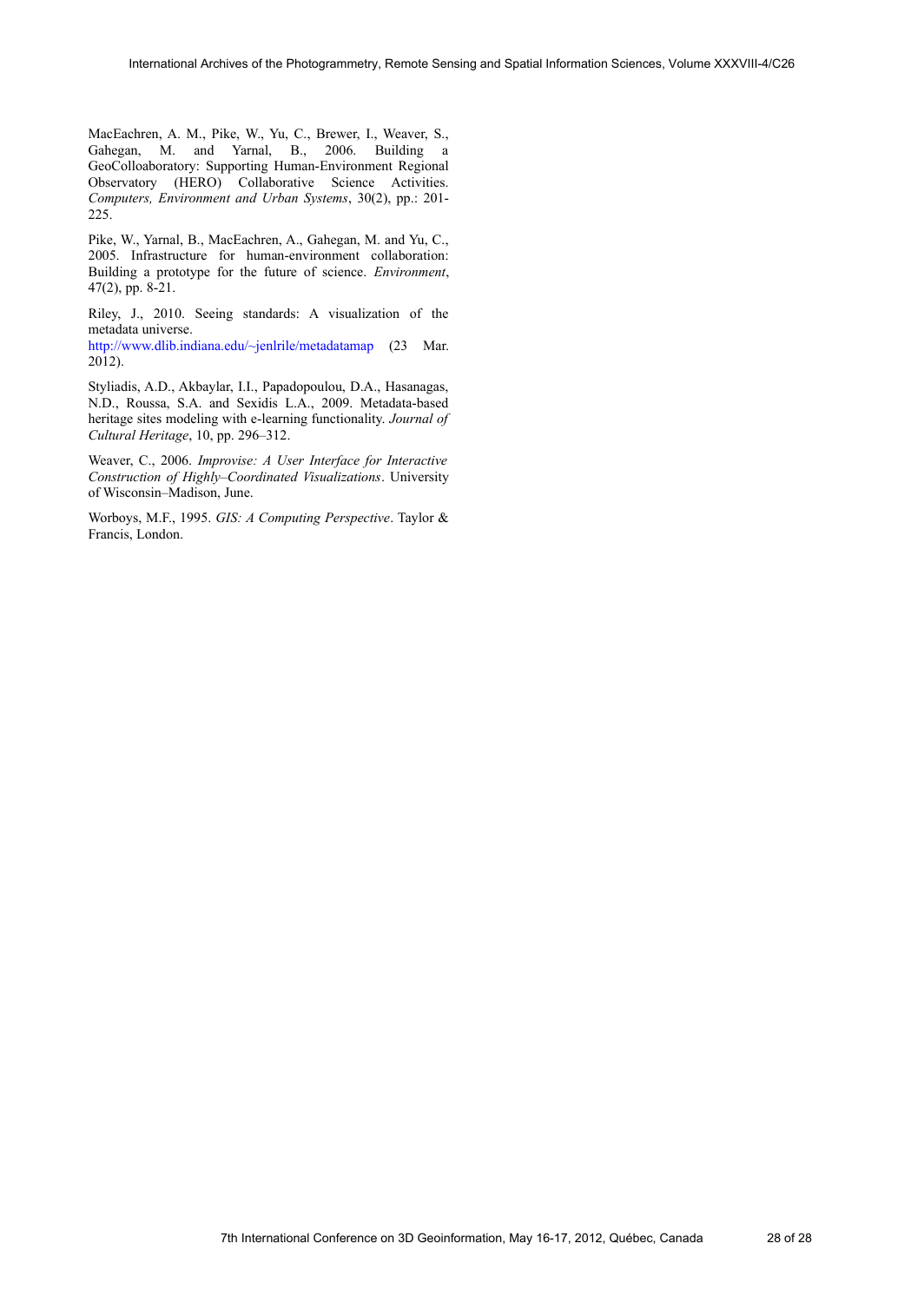MacEachren, A. M., Pike, W., Yu, C., Brewer, I., Weaver, S., Gahegan, M. and Yarnal, B., 2006. Building a GeoColloaboratory: Supporting Human-Environment Regional Observatory (HERO) Collaborative Science Activities. *Computers, Environment and Urban Systems*, 30(2), pp.: 201-225.

Pike, W., Yarnal, B., MacEachren, A., Gahegan, M. and Yu, C., 2005. Infrastructure for human-environment collaboration: Building a prototype for the future of science. *Environment*, 47(2), pp. 8-21.

Riley, J., 2010. Seeing standards: A visualization of the metadata universe. http://www.dlib.indiana.edu/~jenlrile/metadatamap (23 Mar. 2012).

Styliadis, A.D., Akbaylar, I.I., Papadopoulou, D.A., Hasanagas, N.D., Roussa, S.A. and Sexidis L.A., 2009. Metadata-based heritage sites modeling with e-learning functionality. *Journal of Cultural Heritage*, 10, pp. 296–312.

Weaver, C., 2006. *Improvise: A User Interface for Interactive Construction of Highly–Coordinated Visualizations*. University of Wisconsin–Madison, June.

Worboys, M.F., 1995. *GIS: A Computing Perspective*. Taylor & Francis, London.